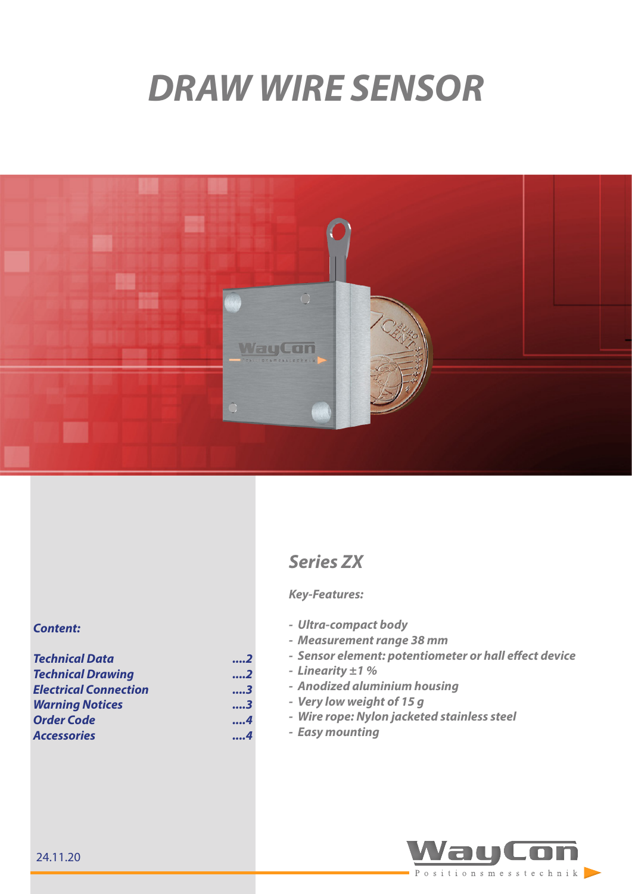# DRAW WIRE SENSOR

## Series ZX

*Key-Features:*

- Ultra-compact body
- Measurement range 38 mm
- Sensor element: potentiometer or hall effect device
- Linearity ±1 %
- Anodized aluminium housing
- Very low weight of 15 g
- Wire rope: Nylon jacketed stainless steel
- Easy mounting

*Content:*

| | |
|---|---|
| Technical Data | ....2 |
| Technical Drawing | ....2 |
| Electrical Connection | ....3 |
| Warning Notices | ....3 |
| Order Code | ....4 |
| Accessories | ....4 |

24.11.20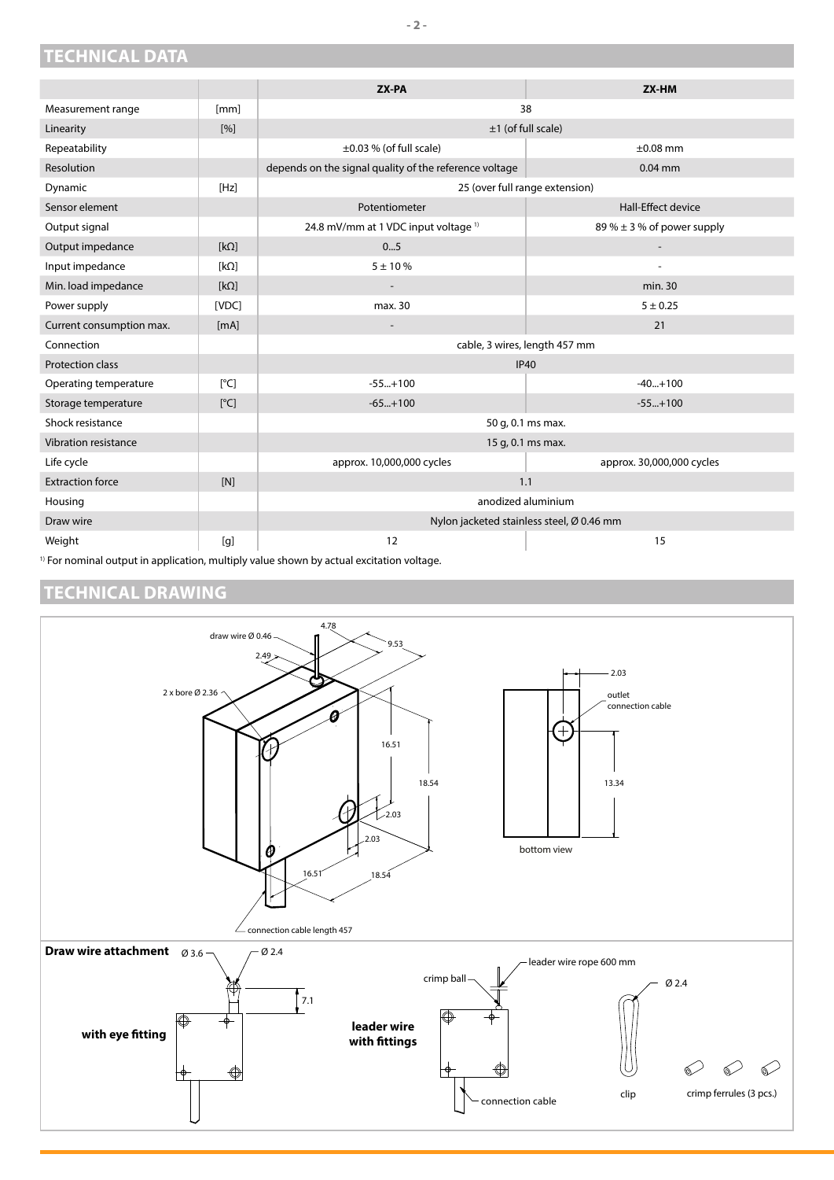## TECHNICAL DATA

| | | ZX-PA | ZX-HM |
|---|---|---|---|
| Measurement range | [mm] | 38 | |
| Linearity | [%] | ±1 (of full scale) | |
| Repeatability | | ±0.03 % (of full scale) | ±0.08 mm |
| Resolution | | depends on the signal quality of the reference voltage | 0.04 mm |
| Dynamic | [Hz] | 25 (over full range extension) | |
| Sensor element | | Potentiometer | Hall-Effect device |
| Output signal | | 24.8 mV/mm at 1 VDC input voltage [1] | 89 % ± 3 % of power supply |
| Output impedance | [kΩ] | 0...5 | - |
| Input impedance | [kΩ] | 5 ± 10 % | - |
| Min. load impedance | [kΩ] | - | min. 30 |
| Power supply | [VDC] | max. 30 | 5 ± 0.25 |
| Current consumption max. | [mA] | - | 21 |
| Connection | | cable, 3 wires, length 457 mm | |
| Protection class | | IP40 | |
| Operating temperature | [°C] | -55...+100 | -40...+100 |
| Storage temperature | [°C] | -65...+100 | -55...+100 |
| Shock resistance | | 50 g, 0.1 ms max. | |
| Vibration resistance | | 15 g, 0.1 ms max. | |
| Life cycle | | approx. 10,000,000 cycles | approx. 30,000,000 cycles |
| Extraction force | [N] | 1.1 | |
| Housing | | anodized aluminium | |
| Draw wire | | Nylon jacketed stainless steel, Ø 0.46 mm | |
| Weight | [g] | 12 | 15 |

[1] For nominal output in application, multiply value shown by actual excitation voltage.

## TECHNICAL DRAWING

draw wire Ø 0.46 · 4.78 · 9.53 · 2.49 · 2 x bore Ø 2.36 · 16.51 · 18.54 · 2.03 · 2.03 · 16.51 · 18.54 · connection cable length 457

bottom view: 2.03 · outlet connection cable · 13.34

**Draw wire attachment**

**with eye fitting**: Ø 3.6 · Ø 2.4 · 7.1

**leader wire with fittings**: crimp ball · leader wire rope 600 mm · connection cable · Ø 2.4 · clip · crimp ferrules (3 pcs.)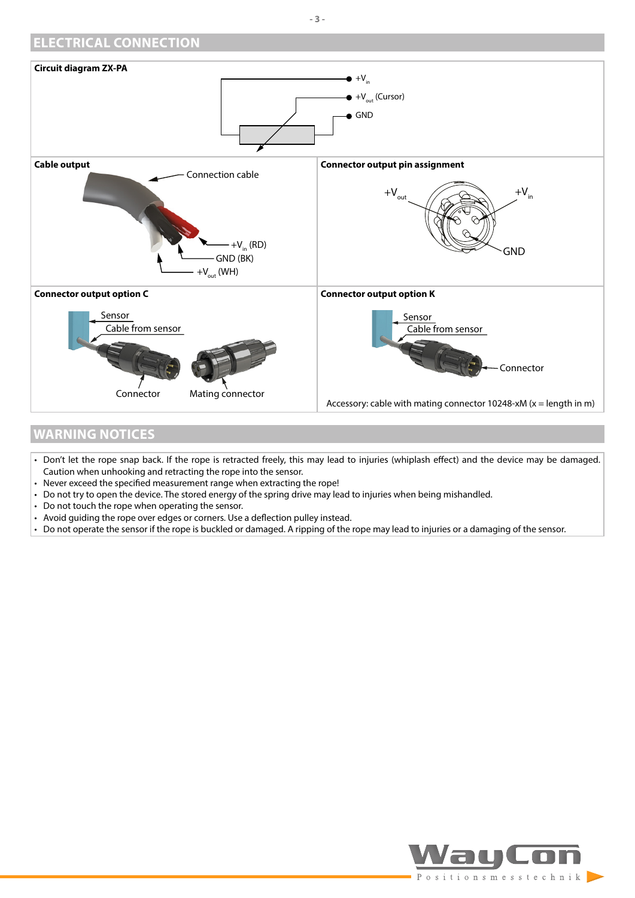## ELECTRICAL CONNECTION

**Circuit diagram ZX-PA**

$+V_{in}$

$+V_{out}$ (Cursor)

GND

**Cable output**

Connection cable

$+V_{in}$ (RD)

GND (BK)

$+V_{out}$ (WH)

**Connector output pin assignment**

$+V_{out}$

$+V_{in}$

GND

**Connector output option C**

Sensor

Cable from sensor

Connector

Mating connector

**Connector output option K**

Sensor

Cable from sensor

Connector

Accessory: cable with mating connector 10248-xM (x = length in m)

## WARNING NOTICES

- Don't let the rope snap back. If the rope is retracted freely, this may lead to injuries (whiplash effect) and the device may be damaged. Caution when unhooking and retracting the rope into the sensor.
- Never exceed the specified measurement range when extracting the rope!
- Do not try to open the device. The stored energy of the spring drive may lead to injuries when being mishandled.
- Do not touch the rope when operating the sensor.
- Avoid guiding the rope over edges or corners. Use a deflection pulley instead.
- Do not operate the sensor if the rope is buckled or damaged. A ripping of the rope may lead to injuries or a damaging of the sensor.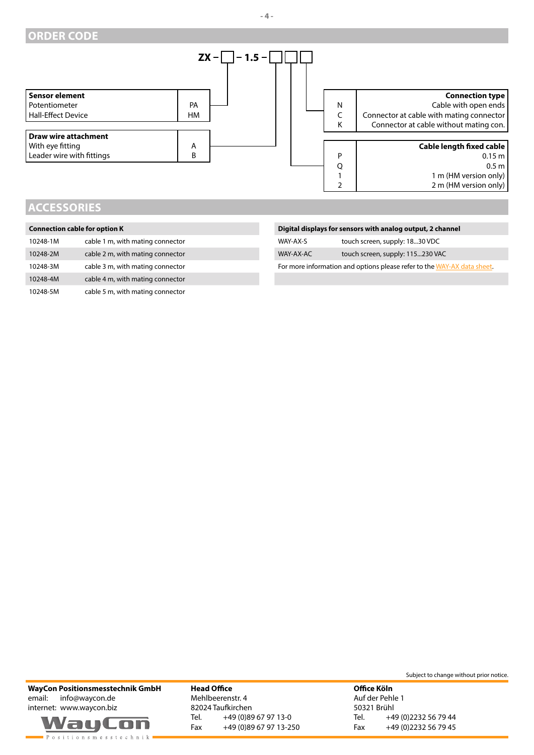## ORDER CODE

**ZX – [ ] – 1.5 – [ ] [ ] [ ]**

| Sensor element | |
|---|---|
| Potentiometer | PA |
| Hall-Effect Device | HM |

| Draw wire attachment | |
|---|---|
| With eye fitting | A |
| Leader wire with fittings | B |

| | Connection type |
|---|---|
| N | Cable with open ends |
| C | Connector at cable with mating connector |
| K | Connector at cable without mating con. |

| | Cable length fixed cable |
|---|---|
| P | 0.15 m |
| Q | 0.5 m |
| 1 | 1 m (HM version only) |
| 2 | 2 m (HM version only) |

## ACCESSORIES

| Connection cable for option K | |
|---|---|
| 10248-1M | cable 1 m, with mating connector |
| 10248-2M | cable 2 m, with mating connector |
| 10248-3M | cable 3 m, with mating connector |
| 10248-4M | cable 4 m, with mating connector |
| 10248-5M | cable 5 m, with mating connector |

| Digital displays for sensors with analog output, 2 channel | |
|---|---|
| WAY-AX-S | touch screen, supply: 18...30 VDC |
| WAY-AX-AC | touch screen, supply: 115...230 VAC |

For more information and options please refer to the WAY-AX data sheet.

Subject to change without prior notice.

**WayCon Positionsmesstechnik GmbH**
email: info@waycon.de
internet: www.waycon.biz

**Head Office**
Mehlbeerenstr. 4
82024 Taufkirchen
Tel. +49 (0)89 67 97 13-0
Fax +49 (0)89 67 97 13-250

**Office Köln**
Auf der Pehle 1
50321 Brühl
Tel. +49 (0)2232 56 79 44
Fax +49 (0)2232 56 79 45